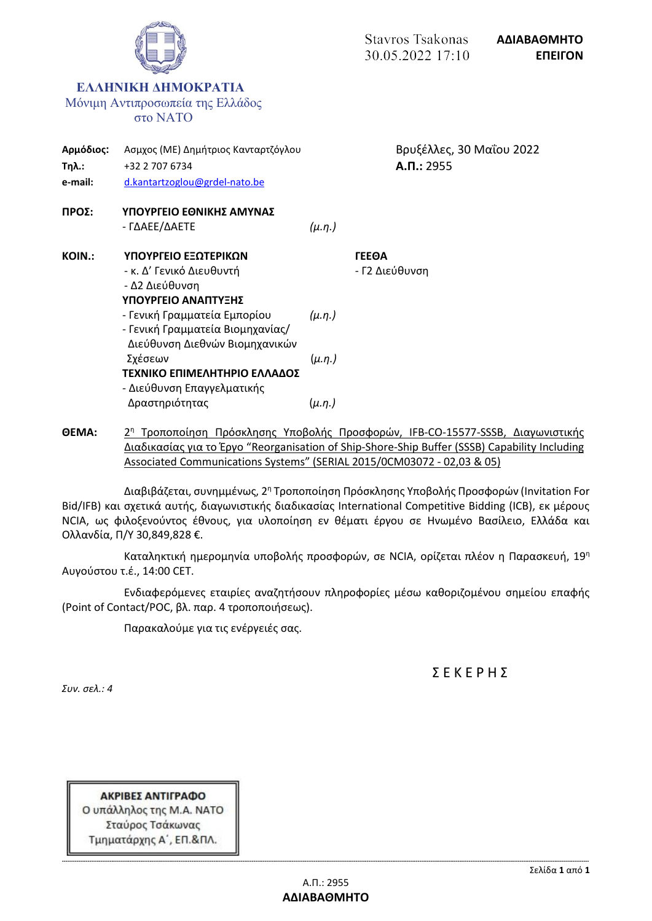Stavros Tsakonas
30.05.2022 17:10

**ΑΔΙΑΒΑΘΜΗΤΟ**
**ΕΠΕΙΓΟΝ**

**ΕΛΛΗΝΙΚΗ ΔΗΜΟΚΡΑΤΙΑ**
Μόνιμη Αντιπροσωπεία της Ελλάδος στο ΝΑΤΟ

**Αρμόδιος:** Ασμχος (ΜΕ) Δημήτριος Κανταρτζόγλου
**Τηλ.:** +32 2 707 6734
**e-mail:** d.kantartzoglou@grdel-nato.be

Βρυξέλλες, 30 Μαΐου 2022
**Α.Π.:** 2955

**ΠΡΟΣ:** **ΥΠΟΥΡΓΕΙΟ ΕΘΝΙΚΗΣ ΑΜΥΝΑΣ**
- ΓΔΑΕΕ/ΔΑΕΤΕ *(μ.η.)*

**ΚΟΙΝ.:** **ΥΠΟΥΡΓΕΙΟ ΕΞΩΤΕΡΙΚΩΝ**
- κ. Δ' Γενικό Διευθυντή
- Δ2 Διεύθυνση

**ΥΠΟΥΡΓΕΙΟ ΑΝΑΠΤΥΞΗΣ**
- Γενική Γραμματεία Εμπορίου *(μ.η.)*
- Γενική Γραμματεία Βιομηχανίας/ Διεύθυνση Διεθνών Βιομηχανικών Σχέσεων *(μ.η.)*

**ΤΕΧΝΙΚΟ ΕΠΙΜΕΛΗΤΗΡΙΟ ΕΛΛΑΔΟΣ**
- Διεύθυνση Επαγγελματικής Δραστηριότητας *(μ.η.)*

**ΓΕΕΘΑ**
- Γ2 Διεύθυνση

**ΘΕΜΑ:** 2η Τροποποίηση Πρόσκλησης Υποβολής Προσφορών, IFB-CO-15577-SSSB, Διαγωνιστικής Διαδικασίας για το Έργο "Reorganisation of Ship-Shore-Ship Buffer (SSSB) Capability Including Associated Communications Systems" (SERIAL 2015/0CM03072 - 02,03 & 05)

Διαβιβάζεται, συνημμένως, 2η Τροποποίηση Πρόσκλησης Υποβολής Προσφορών (Invitation For Bid/IFB) και σχετικά αυτής, διαγωνιστικής διαδικασίας International Competitive Bidding (ICB), εκ μέρους NCIA, ως φιλοξενούντος έθνους, για υλοποίηση εν θέματι έργου σε Ηνωμένο Βασίλειο, Ελλάδα και Ολλανδία, Π/Υ 30,849,828 €.

Καταληκτική ημερομηνία υποβολής προσφορών, σε NCIA, ορίζεται πλέον η Παρασκευή, 19η Αυγούστου τ.έ., 14:00 CET.

Ενδιαφερόμενες εταιρίες αναζητήσουν πληροφορίες μέσω καθοριζομένου σημείου επαφής (Point of Contact/POC, βλ. παρ. 4 τροποποιήσεως).

Παρακαλούμε για τις ενέργειές σας.

Σ Ε Κ Ε Ρ Η Σ

*Συν. σελ.: 4*

**ΑΚΡΙΒΕΣ ΑΝΤΙΓΡΑΦΟ**
Ο υπάλληλος της Μ.Α. ΝΑΤΟ
Σταύρος Τσάκωνας
Τμηματάρχης Α΄, ΕΠ.&ΠΛ.

Α.Π.: 2955
**ΑΔΙΑΒΑΘΜΗΤΟ**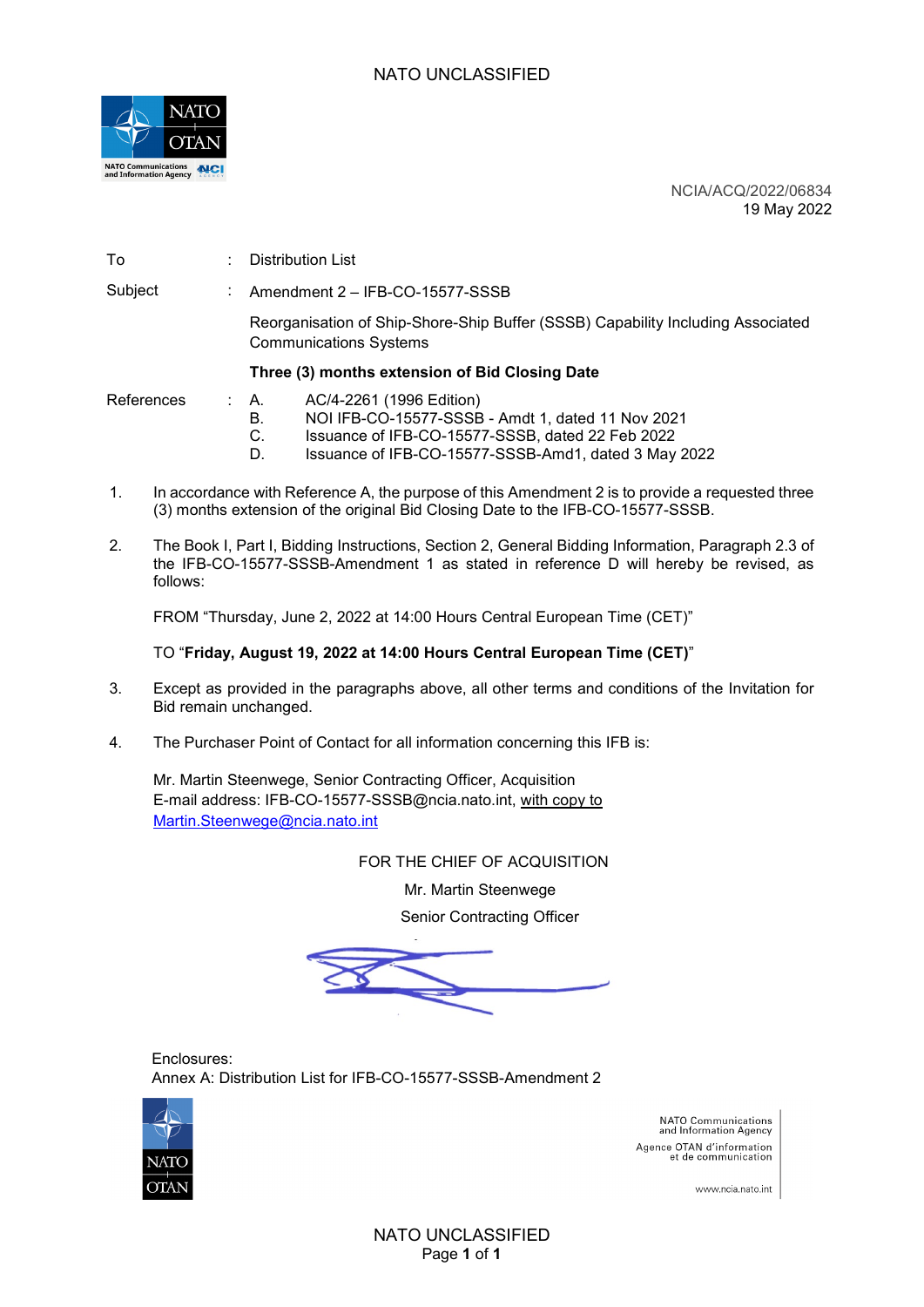NATO UNCLASSIFIED

NCIA/ACQ/2022/06834
19 May 2022

| | | |
|---|---|---|
| To | : | Distribution List |
| Subject | : | Amendment 2 – IFB-CO-15577-SSSB |
| | | Reorganisation of Ship-Shore-Ship Buffer (SSSB) Capability Including Associated Communications Systems |
| | | **Three (3) months extension of Bid Closing Date** |
| References | : | A. AC/4-2261 (1996 Edition)<br>B. NOI IFB-CO-15577-SSSB - Amdt 1, dated 11 Nov 2021<br>C. Issuance of IFB-CO-15577-SSSB, dated 22 Feb 2022<br>D. Issuance of IFB-CO-15577-SSSB-Amd1, dated 3 May 2022 |

1. In accordance with Reference A, the purpose of this Amendment 2 is to provide a requested three (3) months extension of the original Bid Closing Date to the IFB-CO-15577-SSSB.

2. The Book I, Part I, Bidding Instructions, Section 2, General Bidding Information, Paragraph 2.3 of the IFB-CO-15577-SSSB-Amendment 1 as stated in reference D will hereby be revised, as follows:

   FROM "Thursday, June 2, 2022 at 14:00 Hours Central European Time (CET)"

   TO "**Friday, August 19, 2022 at 14:00 Hours Central European Time (CET)**"

3. Except as provided in the paragraphs above, all other terms and conditions of the Invitation for Bid remain unchanged.

4. The Purchaser Point of Contact for all information concerning this IFB is:

   Mr. Martin Steenwege, Senior Contracting Officer, Acquisition
   E-mail address: IFB-CO-15577-SSSB@ncia.nato.int, with copy to Martin.Steenwege@ncia.nato.int

FOR THE CHIEF OF ACQUISITION

Mr. Martin Steenwege

Senior Contracting Officer

Enclosures:
Annex A: Distribution List for IFB-CO-15577-SSSB-Amendment 2

NATO UNCLASSIFIED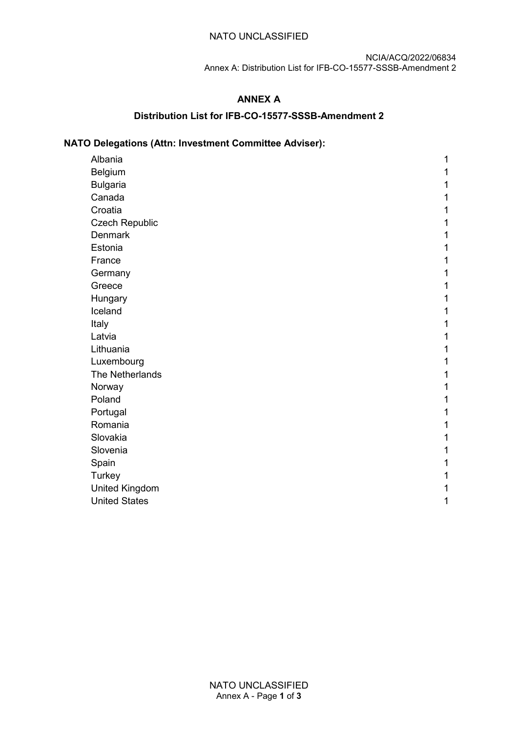# ANNEX A

## Distribution List for IFB-CO-15577-SSSB-Amendment 2

### NATO Delegations (Attn: Investment Committee Adviser):

| | |
|---|---|
| Albania | 1 |
| Belgium | 1 |
| Bulgaria | 1 |
| Canada | 1 |
| Croatia | 1 |
| Czech Republic | 1 |
| Denmark | 1 |
| Estonia | 1 |
| France | 1 |
| Germany | 1 |
| Greece | 1 |
| Hungary | 1 |
| Iceland | 1 |
| Italy | 1 |
| Latvia | 1 |
| Lithuania | 1 |
| Luxembourg | 1 |
| The Netherlands | 1 |
| Norway | 1 |
| Poland | 1 |
| Portugal | 1 |
| Romania | 1 |
| Slovakia | 1 |
| Slovenia | 1 |
| Spain | 1 |
| Turkey | 1 |
| United Kingdom | 1 |
| United States | 1 |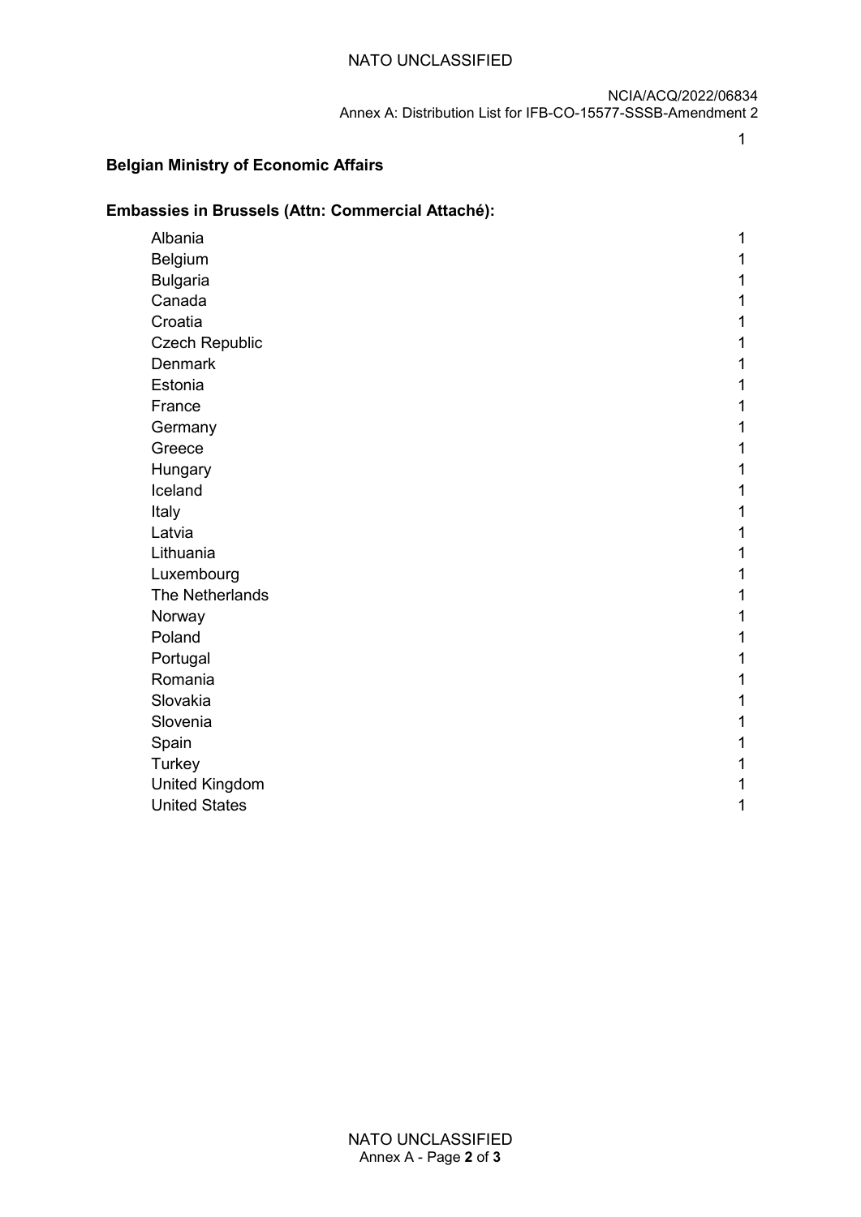1

**Belgian Ministry of Economic Affairs**

**Embassies in Brussels (Attn: Commercial Attaché):**

| | |
|---|---|
| Albania | 1 |
| Belgium | 1 |
| Bulgaria | 1 |
| Canada | 1 |
| Croatia | 1 |
| Czech Republic | 1 |
| Denmark | 1 |
| Estonia | 1 |
| France | 1 |
| Germany | 1 |
| Greece | 1 |
| Hungary | 1 |
| Iceland | 1 |
| Italy | 1 |
| Latvia | 1 |
| Lithuania | 1 |
| Luxembourg | 1 |
| The Netherlands | 1 |
| Norway | 1 |
| Poland | 1 |
| Portugal | 1 |
| Romania | 1 |
| Slovakia | 1 |
| Slovenia | 1 |
| Spain | 1 |
| Turkey | 1 |
| United Kingdom | 1 |
| United States | 1 |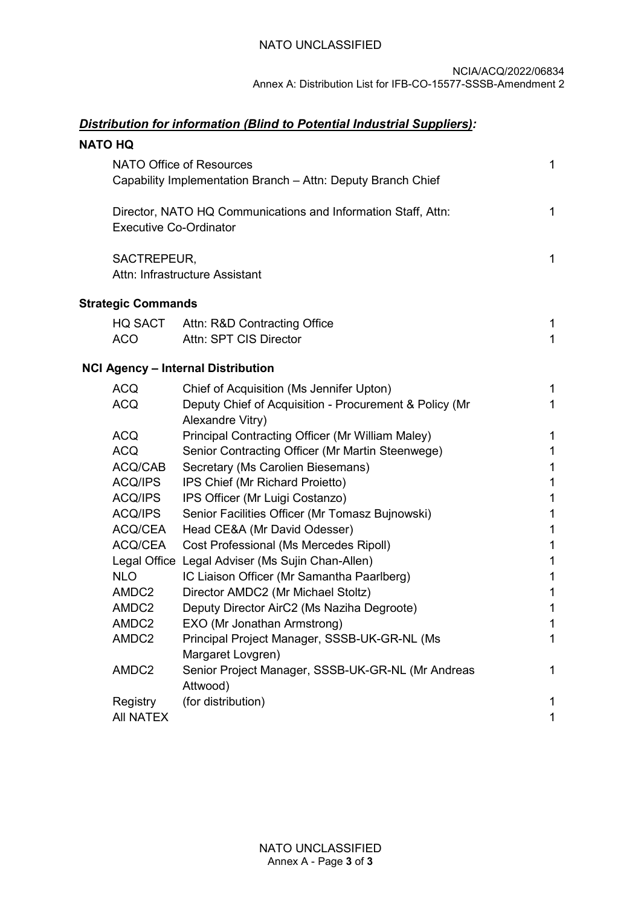NCIA/ACQ/2022/06834
Annex A: Distribution List for IFB-CO-15577-SSSB-Amendment 2

***Distribution for information (Blind to Potential Industrial Suppliers):***

**NATO HQ**

| | | |
|---|---|---|
| NATO Office of Resources<br>Capability Implementation Branch – Attn: Deputy Branch Chief | | 1 |
| Director, NATO HQ Communications and Information Staff, Attn: Executive Co-Ordinator | | 1 |
| SACTREPEUR,<br>Attn: Infrastructure Assistant | | 1 |

**Strategic Commands**

| | | |
|---|---|---|
| HQ SACT | Attn: R&D Contracting Office | 1 |
| ACO | Attn: SPT CIS Director | 1 |

**NCI Agency – Internal Distribution**

| | | |
|---|---|---|
| ACQ | Chief of Acquisition (Ms Jennifer Upton) | 1 |
| ACQ | Deputy Chief of Acquisition - Procurement & Policy (Mr Alexandre Vitry) | 1 |
| ACQ | Principal Contracting Officer (Mr William Maley) | 1 |
| ACQ | Senior Contracting Officer (Mr Martin Steenwege) | 1 |
| ACQ/CAB | Secretary (Ms Carolien Biesemans) | 1 |
| ACQ/IPS | IPS Chief (Mr Richard Proietto) | 1 |
| ACQ/IPS | IPS Officer (Mr Luigi Costanzo) | 1 |
| ACQ/IPS | Senior Facilities Officer (Mr Tomasz Bujnowski) | 1 |
| ACQ/CEA | Head CE&A (Mr David Odesser) | 1 |
| ACQ/CEA | Cost Professional (Ms Mercedes Ripoll) | 1 |
| Legal Office | Legal Adviser (Ms Sujin Chan-Allen) | 1 |
| NLO | IC Liaison Officer (Mr Samantha Paarlberg) | 1 |
| AMDC2 | Director AMDC2 (Mr Michael Stoltz) | 1 |
| AMDC2 | Deputy Director AirC2 (Ms Naziha Degroote) | 1 |
| AMDC2 | EXO (Mr Jonathan Armstrong) | 1 |
| AMDC2 | Principal Project Manager, SSSB-UK-GR-NL (Ms Margaret Lovgren) | 1 |
| AMDC2 | Senior Project Manager, SSSB-UK-GR-NL (Mr Andreas Attwood) | 1 |
| Registry | (for distribution) | 1 |
| All NATEX | | 1 |